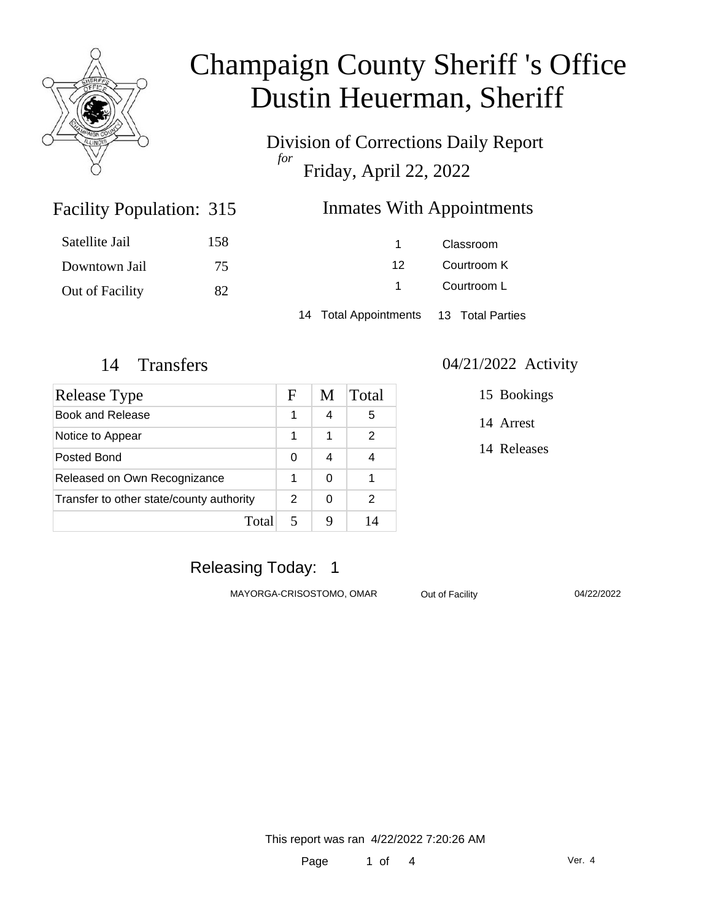# Champaign County Sheriff 's Office
# Dustin Heuerman, Sheriff

Division of Corrections Daily Report
*for*
Friday, April 22, 2022

## Facility Population: 315

| | |
|---|---|
| Satellite Jail | 158 |
| Downtown Jail | 75 |
| Out of Facility | 82 |

## Inmates With Appointments

| | |
|---|---|
| 1 | Classroom |
| 12 | Courtroom K |
| 1 | Courtroom L |

14 Total Appointments 13 Total Parties

## 14 Transfers

| Release Type | F | M | Total |
|---|---|---|---|
| Book and Release | 1 | 4 | 5 |
| Notice to Appear | 1 | 1 | 2 |
| Posted Bond | 0 | 4 | 4 |
| Released on Own Recognizance | 1 | 0 | 1 |
| Transfer to other state/county authority | 2 | 0 | 2 |
| Total | 5 | 9 | 14 |

## 04/21/2022 Activity

15 Bookings

14 Arrest

14 Releases

## Releasing Today: 1

| | | |
|---|---|---|
| MAYORGA-CRISOSTOMO, OMAR | Out of Facility | 04/22/2022 |

This report was ran 4/22/2022 7:20:26 AM

Ver. 4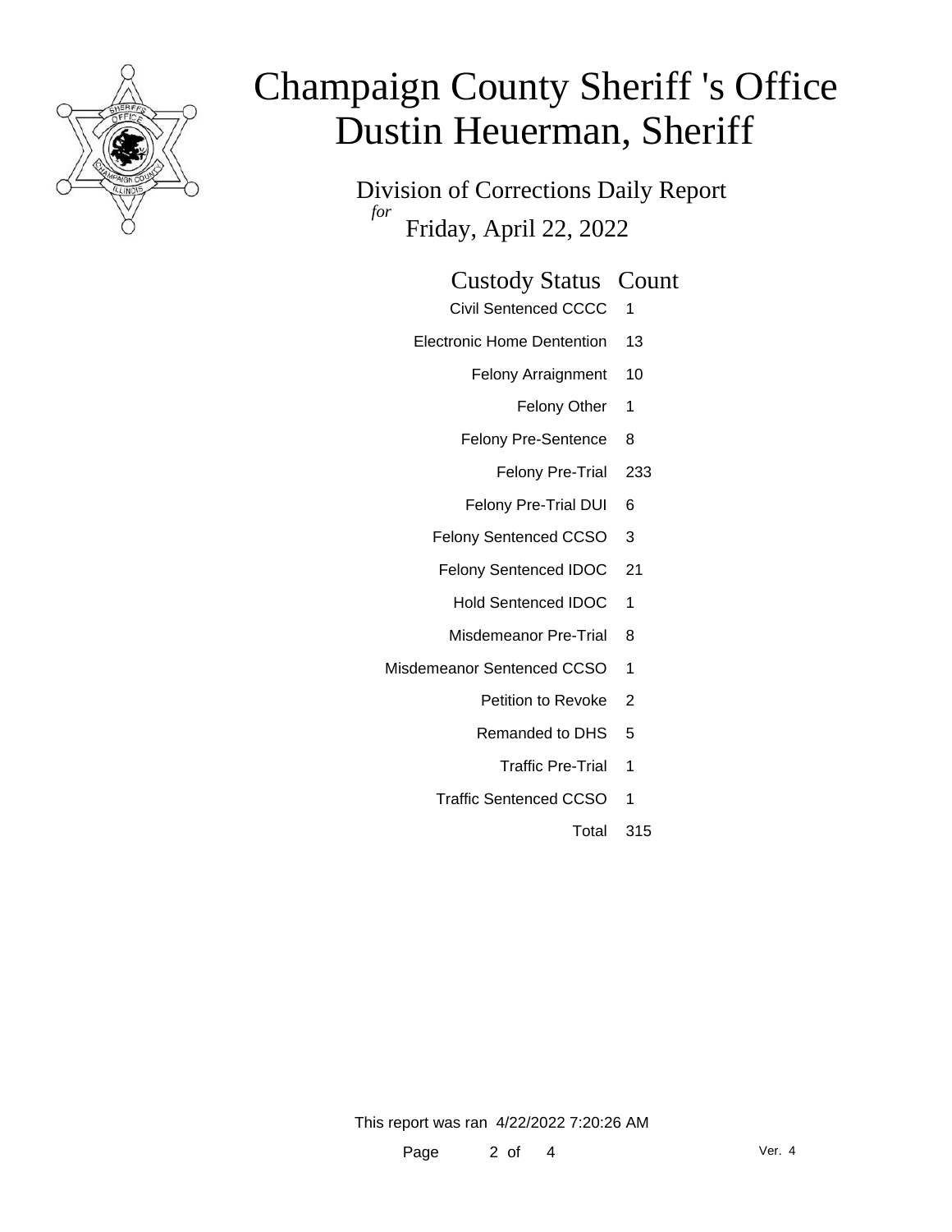# Champaign County Sheriff 's Office
# Dustin Heuerman, Sheriff

## Division of Corrections Daily Report
*for*
## Friday, April 22, 2022

| Custody Status | Count |
|---|---|
| Civil Sentenced CCCC | 1 |
| Electronic Home Dentention | 13 |
| Felony Arraignment | 10 |
| Felony Other | 1 |
| Felony Pre-Sentence | 8 |
| Felony Pre-Trial | 233 |
| Felony Pre-Trial DUI | 6 |
| Felony Sentenced CCSO | 3 |
| Felony Sentenced IDOC | 21 |
| Hold Sentenced IDOC | 1 |
| Misdemeanor Pre-Trial | 8 |
| Misdemeanor Sentenced CCSO | 1 |
| Petition to Revoke | 2 |
| Remanded to DHS | 5 |
| Traffic Pre-Trial | 1 |
| Traffic Sentenced CCSO | 1 |
| Total | 315 |

This report was ran 4/22/2022 7:20:26 AM

Ver. 4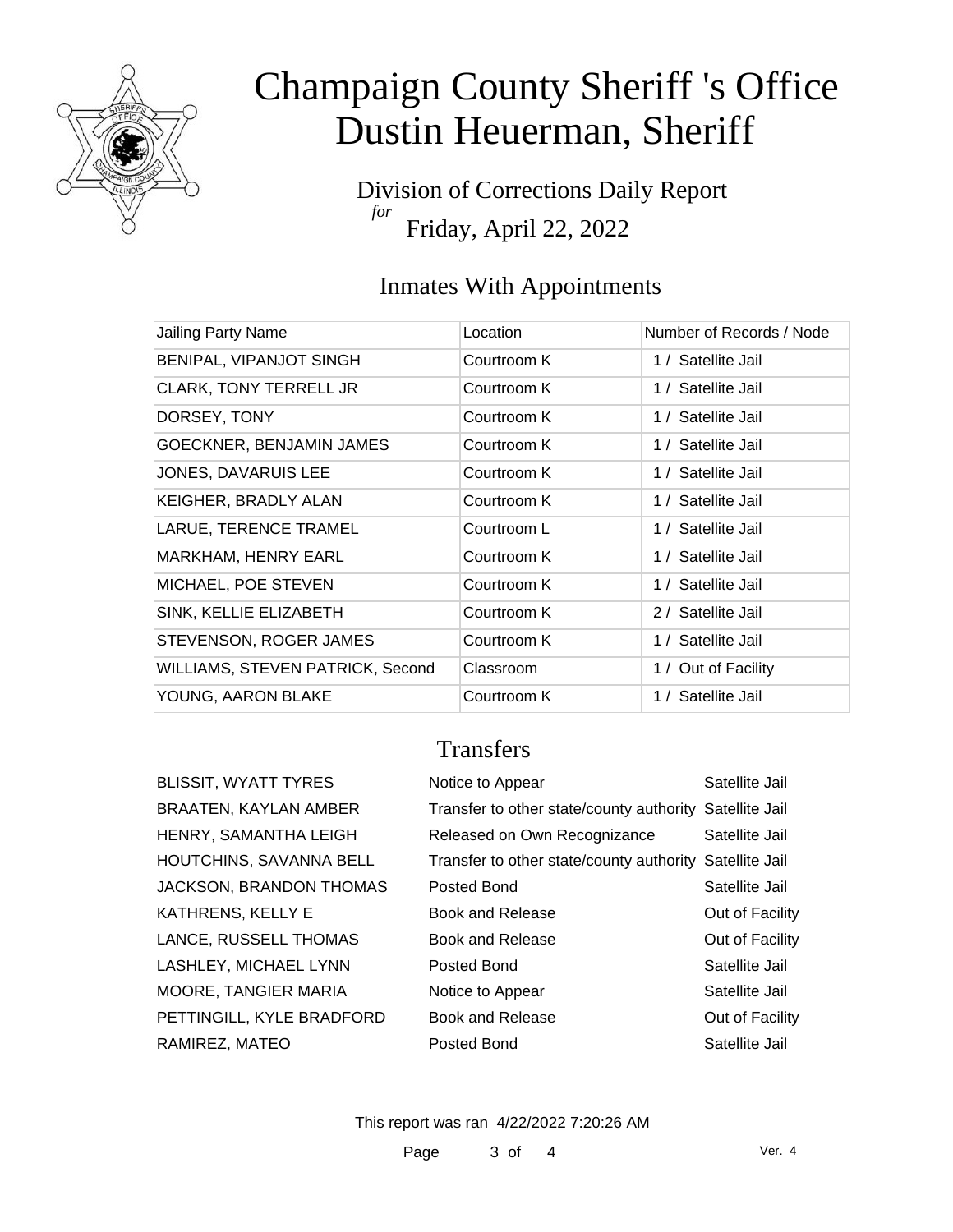# Champaign County Sheriff 's Office
# Dustin Heuerman, Sheriff

Division of Corrections Daily Report
*for*
Friday, April 22, 2022

## Inmates With Appointments

| Jailing Party Name | Location | Number of Records / Node |
|---|---|---|
| BENIPAL, VIPANJOT SINGH | Courtroom K | 1 / Satellite Jail |
| CLARK, TONY TERRELL JR | Courtroom K | 1 / Satellite Jail |
| DORSEY, TONY | Courtroom K | 1 / Satellite Jail |
| GOECKNER, BENJAMIN JAMES | Courtroom K | 1 / Satellite Jail |
| JONES, DAVARUIS LEE | Courtroom K | 1 / Satellite Jail |
| KEIGHER, BRADLY ALAN | Courtroom K | 1 / Satellite Jail |
| LARUE, TERENCE TRAMEL | Courtroom L | 1 / Satellite Jail |
| MARKHAM, HENRY EARL | Courtroom K | 1 / Satellite Jail |
| MICHAEL, POE STEVEN | Courtroom K | 1 / Satellite Jail |
| SINK, KELLIE ELIZABETH | Courtroom K | 2 / Satellite Jail |
| STEVENSON, ROGER JAMES | Courtroom K | 1 / Satellite Jail |
| WILLIAMS, STEVEN PATRICK, Second | Classroom | 1 / Out of Facility |
| YOUNG, AARON BLAKE | Courtroom K | 1 / Satellite Jail |

## Transfers

| | | |
|---|---|---|
| BLISSIT, WYATT TYRES | Notice to Appear | Satellite Jail |
| BRAATEN, KAYLAN AMBER | Transfer to other state/county authority | Satellite Jail |
| HENRY, SAMANTHA LEIGH | Released on Own Recognizance | Satellite Jail |
| HOUTCHINS, SAVANNA BELL | Transfer to other state/county authority | Satellite Jail |
| JACKSON, BRANDON THOMAS | Posted Bond | Satellite Jail |
| KATHRENS, KELLY E | Book and Release | Out of Facility |
| LANCE, RUSSELL THOMAS | Book and Release | Out of Facility |
| LASHLEY, MICHAEL LYNN | Posted Bond | Satellite Jail |
| MOORE, TANGIER MARIA | Notice to Appear | Satellite Jail |
| PETTINGILL, KYLE BRADFORD | Book and Release | Out of Facility |
| RAMIREZ, MATEO | Posted Bond | Satellite Jail |

This report was ran 4/22/2022 7:20:26 AM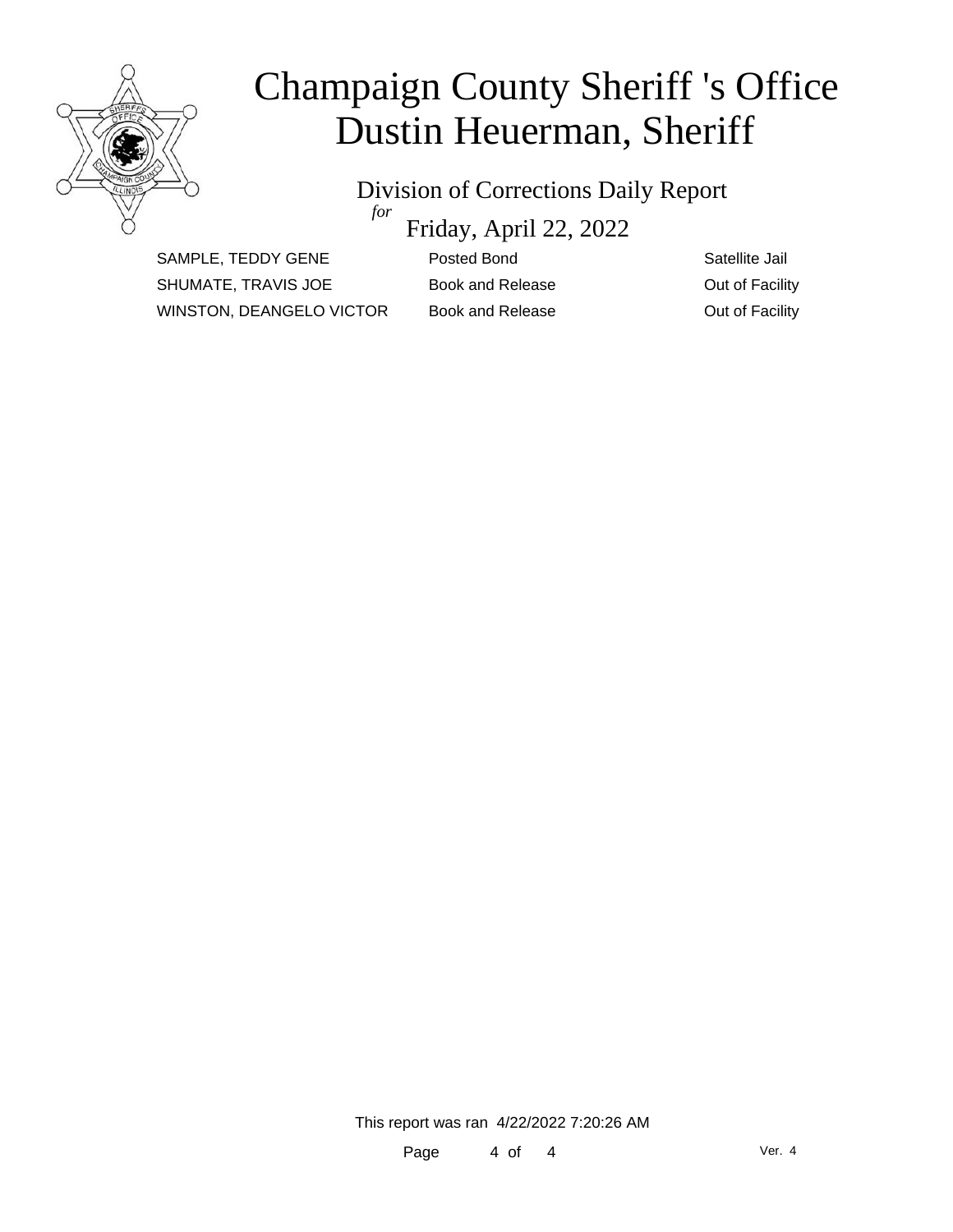# Champaign County Sheriff 's Office
# Dustin Heuerman, Sheriff

Division of Corrections Daily Report

*for* Friday, April 22, 2022

| | | |
|---|---|---|
| SAMPLE, TEDDY GENE | Posted Bond | Satellite Jail |
| SHUMATE, TRAVIS JOE | Book and Release | Out of Facility |
| WINSTON, DEANGELO VICTOR | Book and Release | Out of Facility |

This report was ran 4/22/2022 7:20:26 AM

Ver. 4